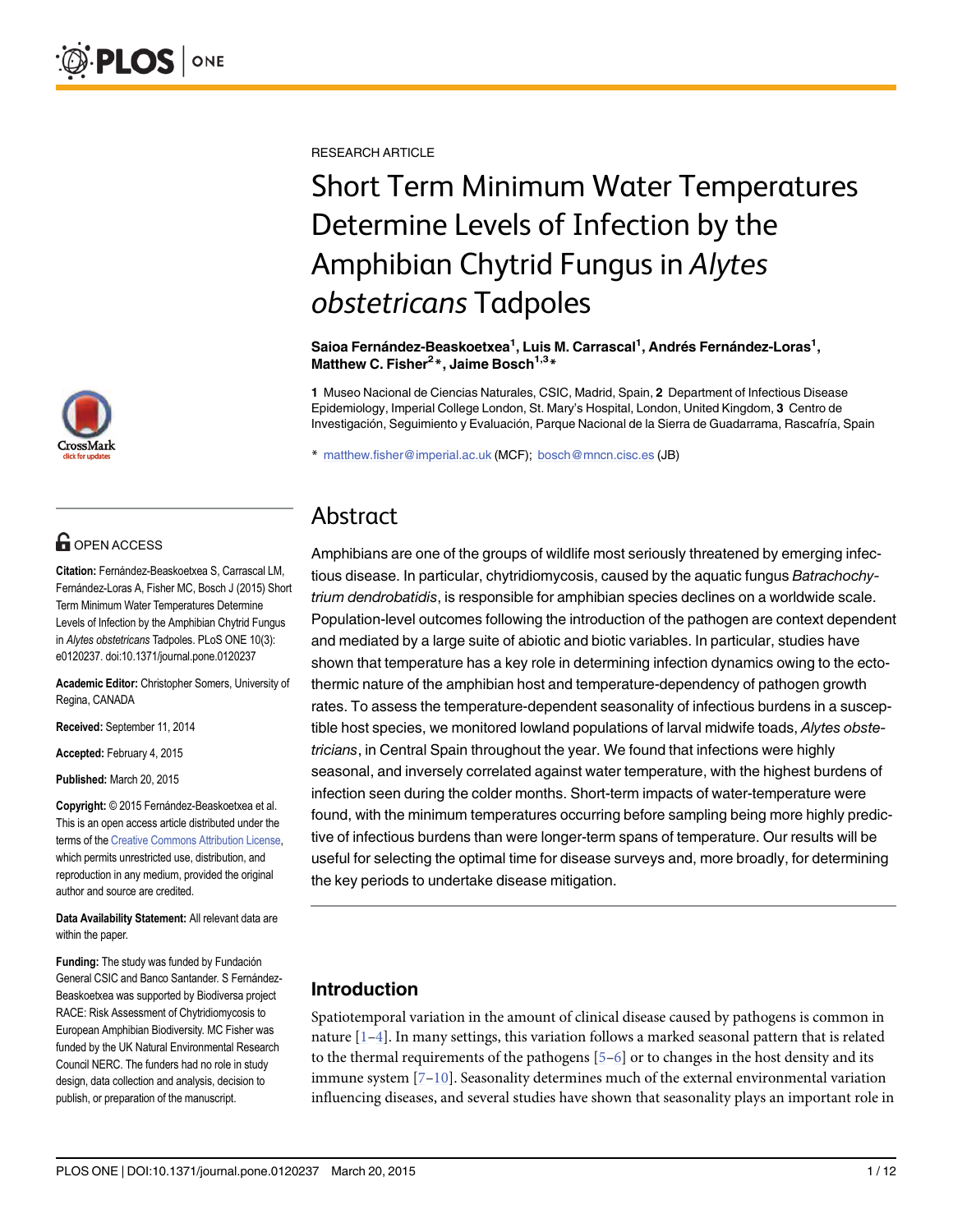RESEARCH ARTICLE

# Short Term Minimum Water Temperatures Determine Levels of Infection by the Amphibian Chytrid Fungus in *Alytes obstetricans* Tadpoles

**Saioa Fernández-Beaskoetxea[1], Luis M. Carrascal[1], Andrés Fernández-Loras[1], Matthew C. Fisher[2]*, Jaime Bosch[1,3]***

1 Museo Nacional de Ciencias Naturales, CSIC, Madrid, Spain, 2 Department of Infectious Disease Epidemiology, Imperial College London, St. Mary's Hospital, London, United Kingdom, 3 Centro de Investigación, Seguimiento y Evaluación, Parque Nacional de la Sierra de Guadarrama, Rascafría, Spain

* matthew.fisher@imperial.ac.uk (MCF); bosch@mncn.cisc.es (JB)

OPEN ACCESS

**Citation:** Fernández-Beaskoetxea S, Carrascal LM, Fernández-Loras A, Fisher MC, Bosch J (2015) Short Term Minimum Water Temperatures Determine Levels of Infection by the Amphibian Chytrid Fungus in *Alytes obstetricans* Tadpoles. PLoS ONE 10(3): e0120237. doi:10.1371/journal.pone.0120237

**Academic Editor:** Christopher Somers, University of Regina, CANADA

**Received:** September 11, 2014

**Accepted:** February 4, 2015

**Published:** March 20, 2015

**Copyright:** © 2015 Fernández-Beaskoetxea et al. This is an open access article distributed under the terms of the Creative Commons Attribution License, which permits unrestricted use, distribution, and reproduction in any medium, provided the original author and source are credited.

**Data Availability Statement:** All relevant data are within the paper.

**Funding:** The study was funded by Fundación General CSIC and Banco Santander. S Fernández-Beaskoetxea was supported by Biodiversa project RACE: Risk Assessment of Chytridiomycosis to European Amphibian Biodiversity. MC Fisher was funded by the UK Natural Environmental Research Council NERC. The funders had no role in study design, data collection and analysis, decision to publish, or preparation of the manuscript.

## Abstract

Amphibians are one of the groups of wildlife most seriously threatened by emerging infectious disease. In particular, chytridiomycosis, caused by the aquatic fungus *Batrachochytrium dendrobatidis*, is responsible for amphibian species declines on a worldwide scale. Population-level outcomes following the introduction of the pathogen are context dependent and mediated by a large suite of abiotic and biotic variables. In particular, studies have shown that temperature has a key role in determining infection dynamics owing to the ectothermic nature of the amphibian host and temperature-dependency of pathogen growth rates. To assess the temperature-dependent seasonality of infectious burdens in a susceptible host species, we monitored lowland populations of larval midwife toads, *Alytes obstetricians*, in Central Spain throughout the year. We found that infections were highly seasonal, and inversely correlated against water temperature, with the highest burdens of infection seen during the colder months. Short-term impacts of water-temperature were found, with the minimum temperatures occurring before sampling being more highly predictive of infectious burdens than were longer-term spans of temperature. Our results will be useful for selecting the optimal time for disease surveys and, more broadly, for determining the key periods to undertake disease mitigation.

## Introduction

Spatiotemporal variation in the amount of clinical disease caused by pathogens is common in nature [1–4]. In many settings, this variation follows a marked seasonal pattern that is related to the thermal requirements of the pathogens [5–6] or to changes in the host density and its immune system [7–10]. Seasonality determines much of the external environmental variation influencing diseases, and several studies have shown that seasonality plays an important role in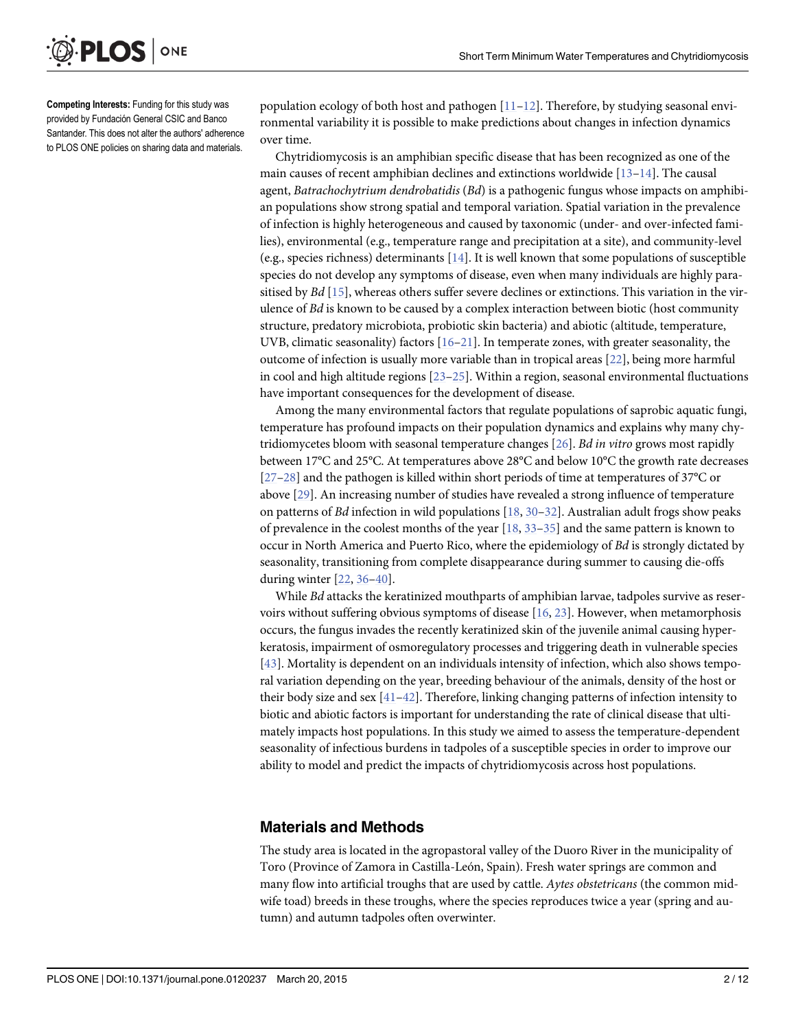**Competing Interests:** Funding for this study was provided by Fundación General CSIC and Banco Santander. This does not alter the authors' adherence to PLOS ONE policies on sharing data and materials.

population ecology of both host and pathogen [11–12]. Therefore, by studying seasonal environmental variability it is possible to make predictions about changes in infection dynamics over time.

Chytridiomycosis is an amphibian specific disease that has been recognized as one of the main causes of recent amphibian declines and extinctions worldwide [13–14]. The causal agent, *Batrachochytrium dendrobatidis* (*Bd*) is a pathogenic fungus whose impacts on amphibian populations show strong spatial and temporal variation. Spatial variation in the prevalence of infection is highly heterogeneous and caused by taxonomic (under- and over-infected families), environmental (e.g., temperature range and precipitation at a site), and community-level (e.g., species richness) determinants [14]. It is well known that some populations of susceptible species do not develop any symptoms of disease, even when many individuals are highly parasitised by *Bd* [15], whereas others suffer severe declines or extinctions. This variation in the virulence of *Bd* is known to be caused by a complex interaction between biotic (host community structure, predatory microbiota, probiotic skin bacteria) and abiotic (altitude, temperature, UVB, climatic seasonality) factors [16–21]. In temperate zones, with greater seasonality, the outcome of infection is usually more variable than in tropical areas [22], being more harmful in cool and high altitude regions [23–25]. Within a region, seasonal environmental fluctuations have important consequences for the development of disease.

Among the many environmental factors that regulate populations of saprobic aquatic fungi, temperature has profound impacts on their population dynamics and explains why many chytridiomycetes bloom with seasonal temperature changes [26]. *Bd in vitro* grows most rapidly between 17°C and 25°C. At temperatures above 28°C and below 10°C the growth rate decreases [27–28] and the pathogen is killed within short periods of time at temperatures of 37°C or above [29]. An increasing number of studies have revealed a strong influence of temperature on patterns of *Bd* infection in wild populations [18, 30–32]. Australian adult frogs show peaks of prevalence in the coolest months of the year [18, 33–35] and the same pattern is known to occur in North America and Puerto Rico, where the epidemiology of *Bd* is strongly dictated by seasonality, transitioning from complete disappearance during summer to causing die-offs during winter [22, 36–40].

While *Bd* attacks the keratinized mouthparts of amphibian larvae, tadpoles survive as reservoirs without suffering obvious symptoms of disease [16, 23]. However, when metamorphosis occurs, the fungus invades the recently keratinized skin of the juvenile animal causing hyperkeratosis, impairment of osmoregulatory processes and triggering death in vulnerable species [43]. Mortality is dependent on an individuals intensity of infection, which also shows temporal variation depending on the year, breeding behaviour of the animals, density of the host or their body size and sex [41–42]. Therefore, linking changing patterns of infection intensity to biotic and abiotic factors is important for understanding the rate of clinical disease that ultimately impacts host populations. In this study we aimed to assess the temperature-dependent seasonality of infectious burdens in tadpoles of a susceptible species in order to improve our ability to model and predict the impacts of chytridiomycosis across host populations.

## Materials and Methods

The study area is located in the agropastoral valley of the Duoro River in the municipality of Toro (Province of Zamora in Castilla-León, Spain). Fresh water springs are common and many flow into artificial troughs that are used by cattle. *Aytes obstetricans* (the common midwife toad) breeds in these troughs, where the species reproduces twice a year (spring and autumn) and autumn tadpoles often overwinter.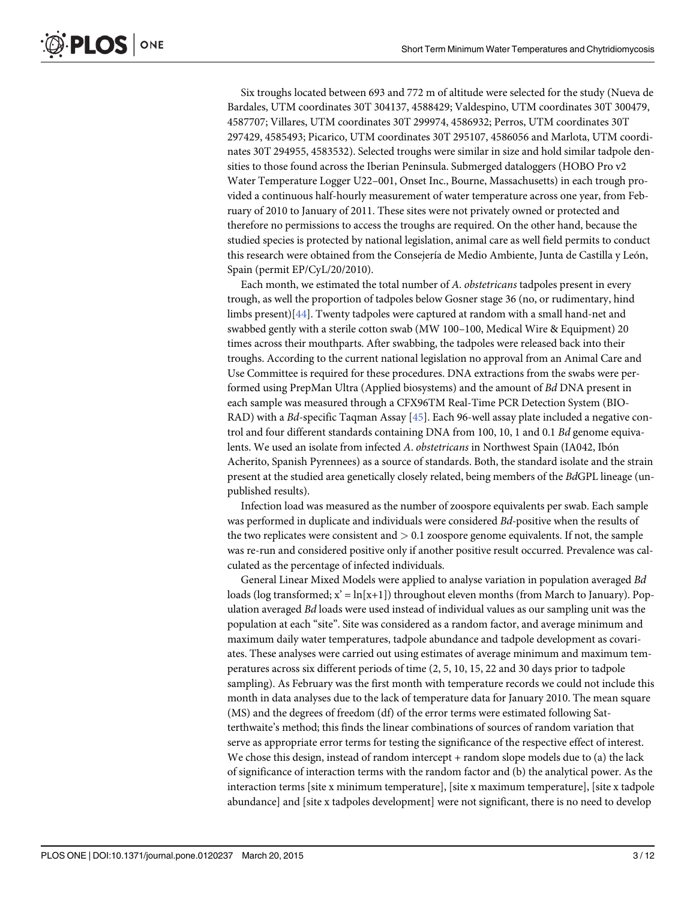Six troughs located between 693 and 772 m of altitude were selected for the study (Nueva de Bardales, UTM coordinates 30T 304137, 4588429; Valdespino, UTM coordinates 30T 300479, 4587707; Villares, UTM coordinates 30T 299974, 4586932; Perros, UTM coordinates 30T 297429, 4585493; Picarico, UTM coordinates 30T 295107, 4586056 and Marlota, UTM coordinates 30T 294955, 4583532). Selected troughs were similar in size and hold similar tadpole densities to those found across the Iberian Peninsula. Submerged dataloggers (HOBO Pro v2 Water Temperature Logger U22–001, Onset Inc., Bourne, Massachusetts) in each trough provided a continuous half-hourly measurement of water temperature across one year, from February of 2010 to January of 2011. These sites were not privately owned or protected and therefore no permissions to access the troughs are required. On the other hand, because the studied species is protected by national legislation, animal care as well field permits to conduct this research were obtained from the Consejería de Medio Ambiente, Junta de Castilla y León, Spain (permit EP/CyL/20/2010).

Each month, we estimated the total number of *A. obstetricans* tadpoles present in every trough, as well the proportion of tadpoles below Gosner stage 36 (no, or rudimentary, hind limbs present)[44]. Twenty tadpoles were captured at random with a small hand-net and swabbed gently with a sterile cotton swab (MW 100–100, Medical Wire & Equipment) 20 times across their mouthparts. After swabbing, the tadpoles were released back into their troughs. According to the current national legislation no approval from an Animal Care and Use Committee is required for these procedures. DNA extractions from the swabs were performed using PrepMan Ultra (Applied biosystems) and the amount of *Bd* DNA present in each sample was measured through a CFX96TM Real-Time PCR Detection System (BIO-RAD) with a *Bd*-specific Taqman Assay [45]. Each 96-well assay plate included a negative control and four different standards containing DNA from 100, 10, 1 and 0.1 *Bd* genome equivalents. We used an isolate from infected *A. obstetricans* in Northwest Spain (IA042, Ibón Acherito, Spanish Pyrennees) as a source of standards. Both, the standard isolate and the strain present at the studied area genetically closely related, being members of the *Bd*GPL lineage (unpublished results).

Infection load was measured as the number of zoospore equivalents per swab. Each sample was performed in duplicate and individuals were considered *Bd*-positive when the results of the two replicates were consistent and $> 0.1$ zoospore genome equivalents. If not, the sample was re-run and considered positive only if another positive result occurred. Prevalence was calculated as the percentage of infected individuals.

General Linear Mixed Models were applied to analyse variation in population averaged *Bd* loads (log transformed; $x' = \ln[x+1]$) throughout eleven months (from March to January). Population averaged *Bd* loads were used instead of individual values as our sampling unit was the population at each "site". Site was considered as a random factor, and average minimum and maximum daily water temperatures, tadpole abundance and tadpole development as covariates. These analyses were carried out using estimates of average minimum and maximum temperatures across six different periods of time (2, 5, 10, 15, 22 and 30 days prior to tadpole sampling). As February was the first month with temperature records we could not include this month in data analyses due to the lack of temperature data for January 2010. The mean square (MS) and the degrees of freedom (df) of the error terms were estimated following Satterthwaite's method; this finds the linear combinations of sources of random variation that serve as appropriate error terms for testing the significance of the respective effect of interest. We chose this design, instead of random intercept + random slope models due to (a) the lack of significance of interaction terms with the random factor and (b) the analytical power. As the interaction terms [site x minimum temperature], [site x maximum temperature], [site x tadpole abundance] and [site x tadpoles development] were not significant, there is no need to develop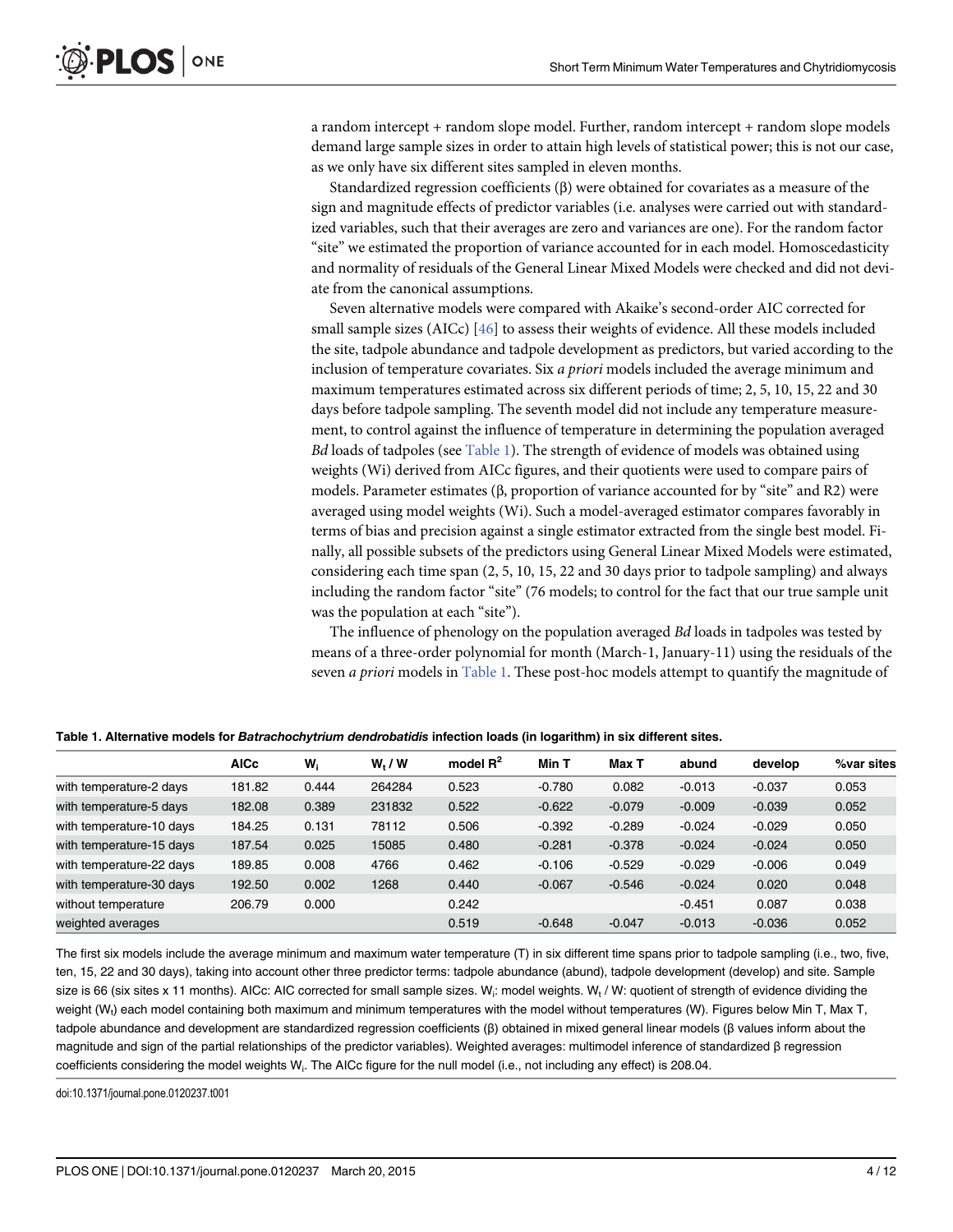a random intercept + random slope model. Further, random intercept + random slope models demand large sample sizes in order to attain high levels of statistical power; this is not our case, as we only have six different sites sampled in eleven months.

Standardized regression coefficients (β) were obtained for covariates as a measure of the sign and magnitude effects of predictor variables (i.e. analyses were carried out with standardized variables, such that their averages are zero and variances are one). For the random factor "site" we estimated the proportion of variance accounted for in each model. Homoscedasticity and normality of residuals of the General Linear Mixed Models were checked and did not deviate from the canonical assumptions.

Seven alternative models were compared with Akaike's second-order AIC corrected for small sample sizes (AICc) [46] to assess their weights of evidence. All these models included the site, tadpole abundance and tadpole development as predictors, but varied according to the inclusion of temperature covariates. Six *a priori* models included the average minimum and maximum temperatures estimated across six different periods of time; 2, 5, 10, 15, 22 and 30 days before tadpole sampling. The seventh model did not include any temperature measurement, to control against the influence of temperature in determining the population averaged *Bd* loads of tadpoles (see Table 1). The strength of evidence of models was obtained using weights (Wi) derived from AICc figures, and their quotients were used to compare pairs of models. Parameter estimates (β, proportion of variance accounted for by "site" and R2) were averaged using model weights (Wi). Such a model-averaged estimator compares favorably in terms of bias and precision against a single estimator extracted from the single best model. Finally, all possible subsets of the predictors using General Linear Mixed Models were estimated, considering each time span (2, 5, 10, 15, 22 and 30 days prior to tadpole sampling) and always including the random factor "site" (76 models; to control for the fact that our true sample unit was the population at each "site").

The influence of phenology on the population averaged *Bd* loads in tadpoles was tested by means of a three-order polynomial for month (March-1, January-11) using the residuals of the seven *a priori* models in Table 1. These post-hoc models attempt to quantify the magnitude of

**Table 1. Alternative models for *Batrachochytrium dendrobatidis* infection loads (in logarithm) in six different sites.**

| | AICc | $W_i$ | $W_t$ / W | model $R^2$ | Min T | Max T | abund | develop | %var sites |
|---|---|---|---|---|---|---|---|---|---|
| with temperature-2 days | 181.82 | 0.444 | 264284 | 0.523 | -0.780 | 0.082 | -0.013 | -0.037 | 0.053 |
| with temperature-5 days | 182.08 | 0.389 | 231832 | 0.522 | -0.622 | -0.079 | -0.009 | -0.039 | 0.052 |
| with temperature-10 days | 184.25 | 0.131 | 78112 | 0.506 | -0.392 | -0.289 | -0.024 | -0.029 | 0.050 |
| with temperature-15 days | 187.54 | 0.025 | 15085 | 0.480 | -0.281 | -0.378 | -0.024 | -0.024 | 0.050 |
| with temperature-22 days | 189.85 | 0.008 | 4766 | 0.462 | -0.106 | -0.529 | -0.029 | -0.006 | 0.049 |
| with temperature-30 days | 192.50 | 0.002 | 1268 | 0.440 | -0.067 | -0.546 | -0.024 | 0.020 | 0.048 |
| without temperature | 206.79 | 0.000 | | 0.242 | | | -0.451 | 0.087 | 0.038 |
| weighted averages | | | | 0.519 | -0.648 | -0.047 | -0.013 | -0.036 | 0.052 |

The first six models include the average minimum and maximum water temperature (T) in six different time spans prior to tadpole sampling (i.e., two, five, ten, 15, 22 and 30 days), taking into account other three predictor terms: tadpole abundance (abund), tadpole development (develop) and site. Sample size is 66 (six sites x 11 months). AICc: AIC corrected for small sample sizes. $W_i$: model weights. $W_t$ / W: quotient of strength of evidence dividing the weight ($W_t$) each model containing both maximum and minimum temperatures with the model without temperatures (W). Figures below Min T, Max T, tadpole abundance and development are standardized regression coefficients (β) obtained in mixed general linear models (β values inform about the magnitude and sign of the partial relationships of the predictor variables). Weighted averages: multimodel inference of standardized β regression coefficients considering the model weights $W_i$. The AICc figure for the null model (i.e., not including any effect) is 208.04.

doi:10.1371/journal.pone.0120237.t001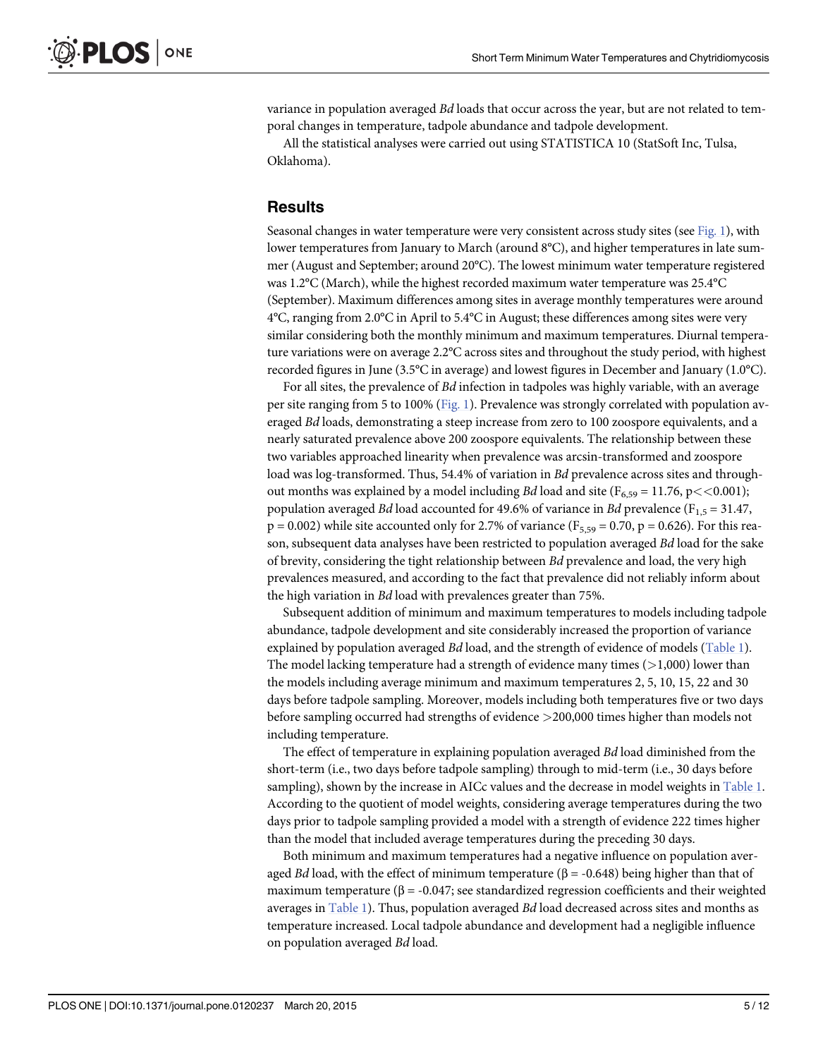variance in population averaged *Bd* loads that occur across the year, but are not related to temporal changes in temperature, tadpole abundance and tadpole development.

All the statistical analyses were carried out using STATISTICA 10 (StatSoft Inc, Tulsa, Oklahoma).

## Results

Seasonal changes in water temperature were very consistent across study sites (see Fig. 1), with lower temperatures from January to March (around 8°C), and higher temperatures in late summer (August and September; around 20°C). The lowest minimum water temperature registered was 1.2°C (March), while the highest recorded maximum water temperature was 25.4°C (September). Maximum differences among sites in average monthly temperatures were around 4°C, ranging from 2.0°C in April to 5.4°C in August; these differences among sites were very similar considering both the monthly minimum and maximum temperatures. Diurnal temperature variations were on average 2.2°C across sites and throughout the study period, with highest recorded figures in June (3.5°C in average) and lowest figures in December and January (1.0°C).

For all sites, the prevalence of *Bd* infection in tadpoles was highly variable, with an average per site ranging from 5 to 100% (Fig. 1). Prevalence was strongly correlated with population averaged *Bd* loads, demonstrating a steep increase from zero to 100 zoospore equivalents, and a nearly saturated prevalence above 200 zoospore equivalents. The relationship between these two variables approached linearity when prevalence was arcsin-transformed and zoospore load was log-transformed. Thus, 54.4% of variation in *Bd* prevalence across sites and throughout months was explained by a model including *Bd* load and site ($F_{6,59} = 11.76$, $p << 0.001$); population averaged *Bd* load accounted for 49.6% of variance in *Bd* prevalence ($F_{1,5} = 31.47$, $p = 0.002$) while site accounted only for 2.7% of variance ($F_{5,59} = 0.70$, $p = 0.626$). For this reason, subsequent data analyses have been restricted to population averaged *Bd* load for the sake of brevity, considering the tight relationship between *Bd* prevalence and load, the very high prevalences measured, and according to the fact that prevalence did not reliably inform about the high variation in *Bd* load with prevalences greater than 75%.

Subsequent addition of minimum and maximum temperatures to models including tadpole abundance, tadpole development and site considerably increased the proportion of variance explained by population averaged *Bd* load, and the strength of evidence of models (Table 1). The model lacking temperature had a strength of evidence many times (>1,000) lower than the models including average minimum and maximum temperatures 2, 5, 10, 15, 22 and 30 days before tadpole sampling. Moreover, models including both temperatures five or two days before sampling occurred had strengths of evidence >200,000 times higher than models not including temperature.

The effect of temperature in explaining population averaged *Bd* load diminished from the short-term (i.e., two days before tadpole sampling) through to mid-term (i.e., 30 days before sampling), shown by the increase in AICc values and the decrease in model weights in Table 1. According to the quotient of model weights, considering average temperatures during the two days prior to tadpole sampling provided a model with a strength of evidence 222 times higher than the model that included average temperatures during the preceding 30 days.

Both minimum and maximum temperatures had a negative influence on population averaged *Bd* load, with the effect of minimum temperature ($\beta = -0.648$) being higher than that of maximum temperature ($\beta = -0.047$; see standardized regression coefficients and their weighted averages in Table 1). Thus, population averaged *Bd* load decreased across sites and months as temperature increased. Local tadpole abundance and development had a negligible influence on population averaged *Bd* load.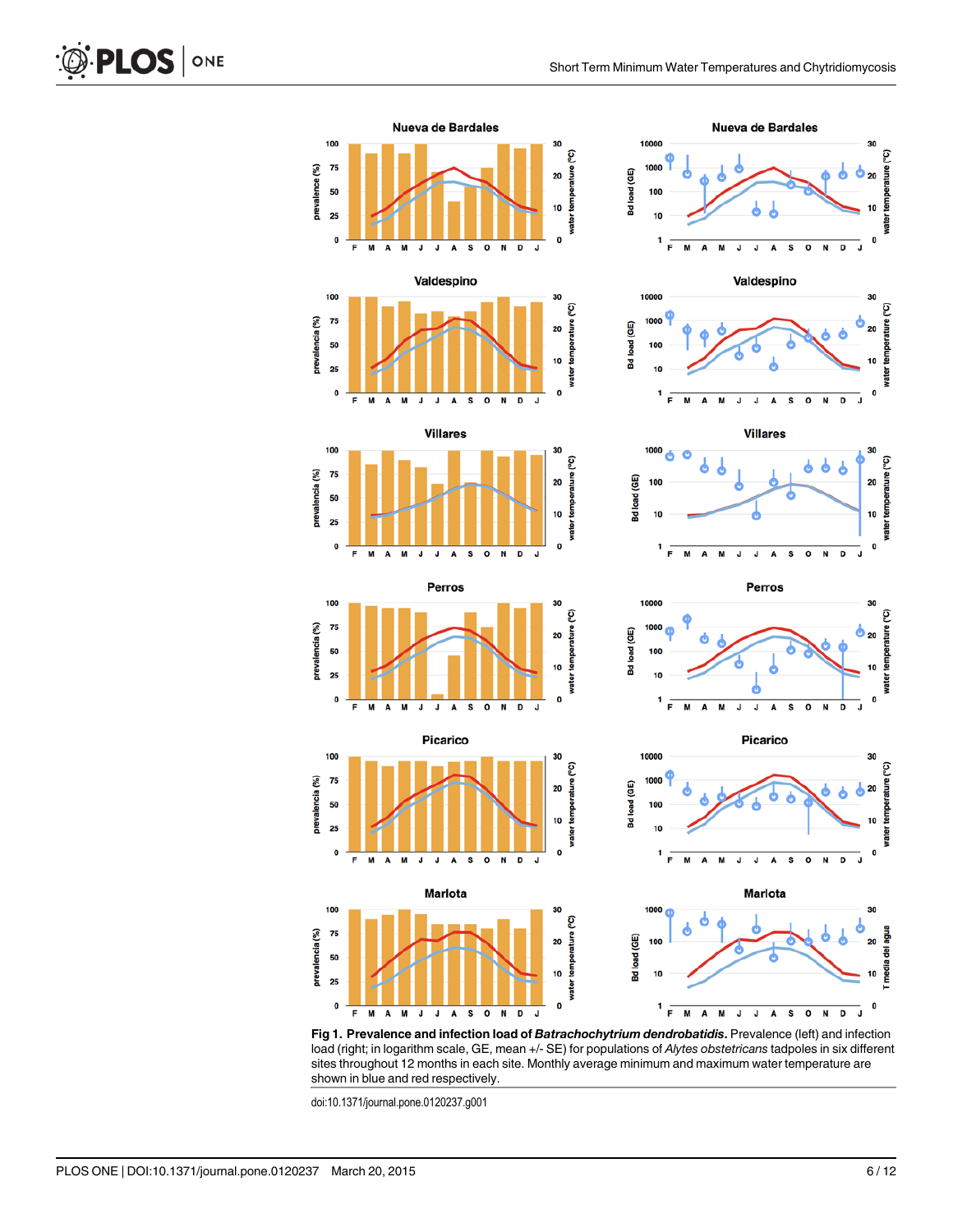**Fig 1. Prevalence and infection load of *Batrachochytrium dendrobatidis*.** Prevalence (left) and infection load (right; in logarithm scale, GE, mean +/- SE) for populations of *Alytes obstetricans* tadpoles in six different sites throughout 12 months in each site. Monthly average minimum and maximum water temperature are shown in blue and red respectively.

doi:10.1371/journal.pone.0120237.g001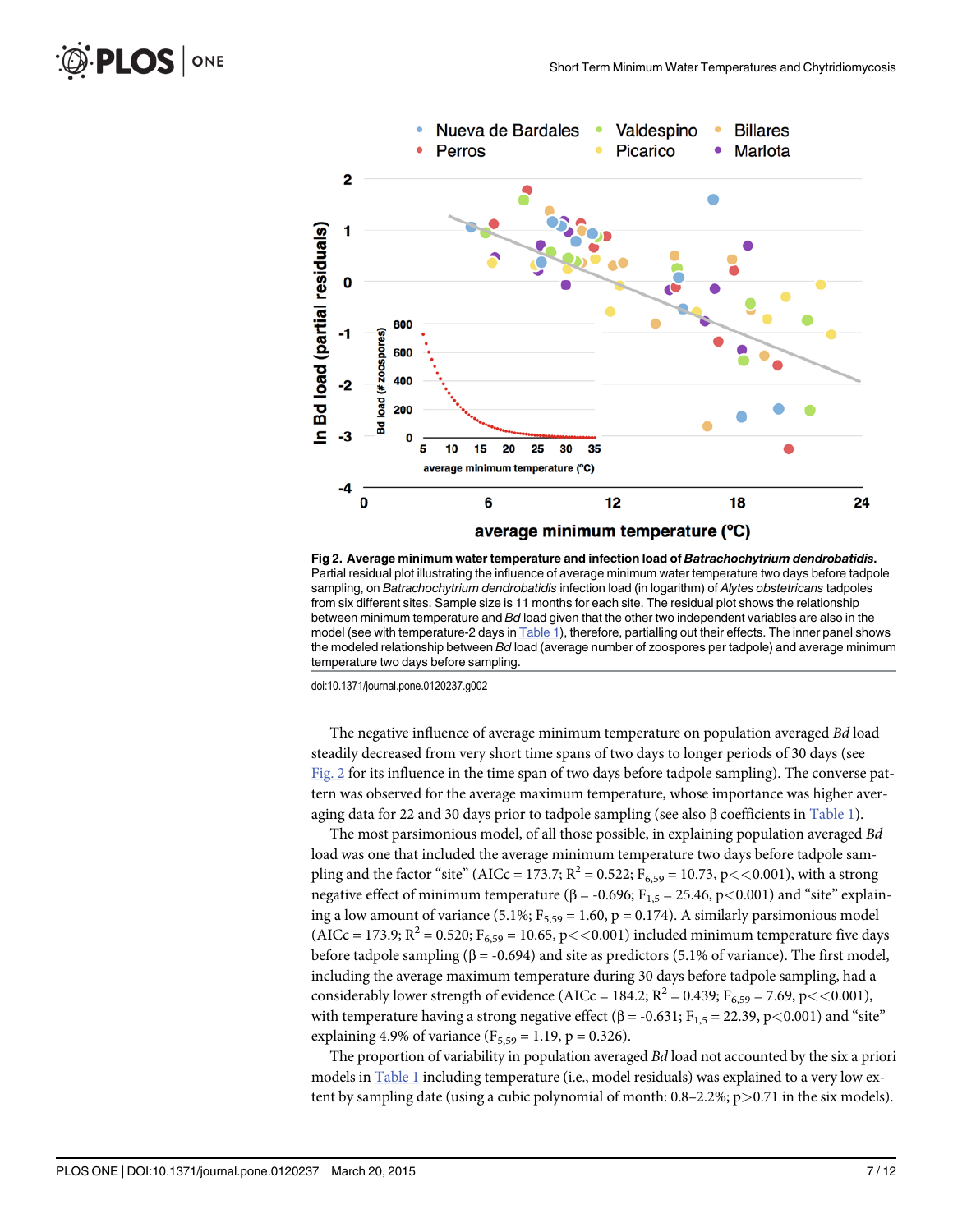**Fig 2. Average minimum water temperature and infection load of *Batrachochytrium dendrobatidis*.** Partial residual plot illustrating the influence of average minimum water temperature two days before tadpole sampling, on *Batrachochytrium dendrobatidis* infection load (in logarithm) of *Alytes obstetricans* tadpoles from six different sites. Sample size is 11 months for each site. The residual plot shows the relationship between minimum temperature and *Bd* load given that the other two independent variables are also in the model (see with temperature-2 days in Table 1), therefore, partialling out their effects. The inner panel shows the modeled relationship between *Bd* load (average number of zoospores per tadpole) and average minimum temperature two days before sampling.

doi:10.1371/journal.pone.0120237.g002

The negative influence of average minimum temperature on population averaged *Bd* load steadily decreased from very short time spans of two days to longer periods of 30 days (see Fig. 2 for its influence in the time span of two days before tadpole sampling). The converse pattern was observed for the average maximum temperature, whose importance was higher averaging data for 22 and 30 days prior to tadpole sampling (see also β coefficients in Table 1).

The most parsimonious model, of all those possible, in explaining population averaged *Bd* load was one that included the average minimum temperature two days before tadpole sampling and the factor "site" (AICc = 173.7; $R^2 = 0.522$; $F_{6,59} = 10.73$, $p << 0.001$), with a strong negative effect of minimum temperature ($\beta = -0.696$; $F_{1,5} = 25.46$, $p < 0.001$) and "site" explaining a low amount of variance (5.1%; $F_{5,59} = 1.60$, $p = 0.174$). A similarly parsimonious model (AICc = 173.9; $R^2 = 0.520$; $F_{6,59} = 10.65$, $p << 0.001$) included minimum temperature five days before tadpole sampling ($\beta = -0.694$) and site as predictors (5.1% of variance). The first model, including the average maximum temperature during 30 days before tadpole sampling, had a considerably lower strength of evidence (AICc = 184.2; $R^2 = 0.439$; $F_{6,59} = 7.69$, $p << 0.001$), with temperature having a strong negative effect ($\beta = -0.631$; $F_{1,5} = 22.39$, $p < 0.001$) and "site" explaining 4.9% of variance ($F_{5,59} = 1.19$, $p = 0.326$).

The proportion of variability in population averaged *Bd* load not accounted by the six a priori models in Table 1 including temperature (i.e., model residuals) was explained to a very low extent by sampling date (using a cubic polynomial of month: 0.8–2.2%; $p > 0.71$ in the six models).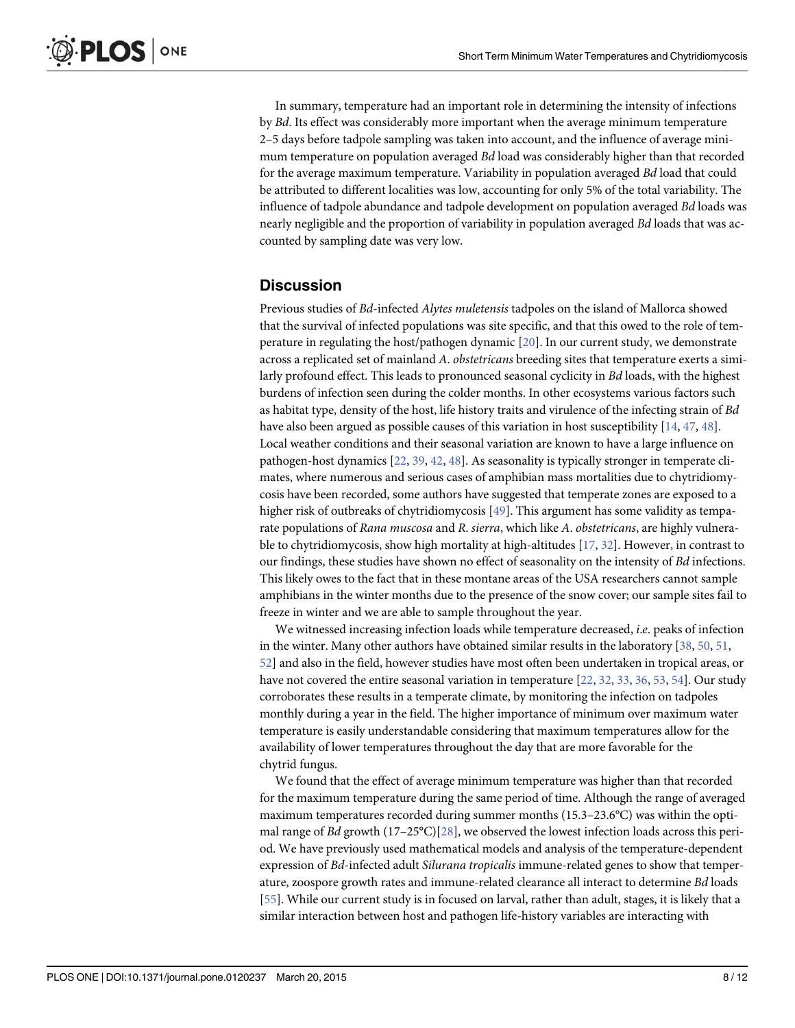In summary, temperature had an important role in determining the intensity of infections by *Bd*. Its effect was considerably more important when the average minimum temperature 2–5 days before tadpole sampling was taken into account, and the influence of average minimum temperature on population averaged *Bd* load was considerably higher than that recorded for the average maximum temperature. Variability in population averaged *Bd* load that could be attributed to different localities was low, accounting for only 5% of the total variability. The influence of tadpole abundance and tadpole development on population averaged *Bd* loads was nearly negligible and the proportion of variability in population averaged *Bd* loads that was accounted by sampling date was very low.

## Discussion

Previous studies of *Bd*-infected *Alytes muletensis* tadpoles on the island of Mallorca showed that the survival of infected populations was site specific, and that this owed to the role of temperature in regulating the host/pathogen dynamic [20]. In our current study, we demonstrate across a replicated set of mainland *A*. *obstetricans* breeding sites that temperature exerts a similarly profound effect. This leads to pronounced seasonal cyclicity in *Bd* loads, with the highest burdens of infection seen during the colder months. In other ecosystems various factors such as habitat type, density of the host, life history traits and virulence of the infecting strain of *Bd* have also been argued as possible causes of this variation in host susceptibility [14, 47, 48]. Local weather conditions and their seasonal variation are known to have a large influence on pathogen-host dynamics [22, 39, 42, 48]. As seasonality is typically stronger in temperate climates, where numerous and serious cases of amphibian mass mortalities due to chytridiomycosis have been recorded, some authors have suggested that temperate zones are exposed to a higher risk of outbreaks of chytridiomycosis [49]. This argument has some validity as tamparate populations of *Rana muscosa* and *R*. *sierra*, which like *A*. *obstetricans*, are highly vulnerable to chytridiomycosis, show high mortality at high-altitudes [17, 32]. However, in contrast to our findings, these studies have shown no effect of seasonality on the intensity of *Bd* infections. This likely owes to the fact that in these montane areas of the USA researchers cannot sample amphibians in the winter months due to the presence of the snow cover; our sample sites fail to freeze in winter and we are able to sample throughout the year.

We witnessed increasing infection loads while temperature decreased, *i*.*e*. peaks of infection in the winter. Many other authors have obtained similar results in the laboratory [38, 50, 51, 52] and also in the field, however studies have most often been undertaken in tropical areas, or have not covered the entire seasonal variation in temperature [22, 32, 33, 36, 53, 54]. Our study corroborates these results in a temperate climate, by monitoring the infection on tadpoles monthly during a year in the field. The higher importance of minimum over maximum water temperature is easily understandable considering that maximum temperatures allow for the availability of lower temperatures throughout the day that are more favorable for the chytrid fungus.

We found that the effect of average minimum temperature was higher than that recorded for the maximum temperature during the same period of time. Although the range of averaged maximum temperatures recorded during summer months (15.3–23.6°C) was within the optimal range of *Bd* growth (17–25°C)[28], we observed the lowest infection loads across this period. We have previously used mathematical models and analysis of the temperature-dependent expression of *Bd*-infected adult *Silurana tropicalis* immune-related genes to show that temperature, zoospore growth rates and immune-related clearance all interact to determine *Bd* loads [55]. While our current study is in focused on larval, rather than adult, stages, it is likely that a similar interaction between host and pathogen life-history variables are interacting with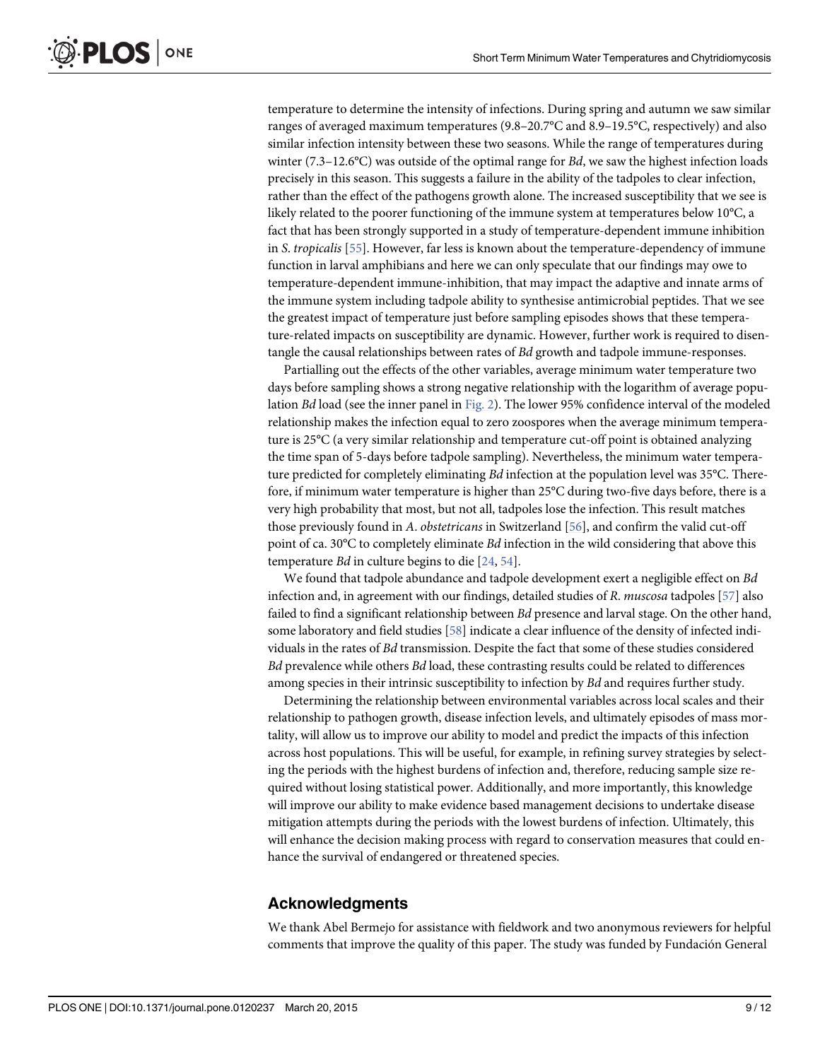temperature to determine the intensity of infections. During spring and autumn we saw similar ranges of averaged maximum temperatures (9.8–20.7°C and 8.9–19.5°C, respectively) and also similar infection intensity between these two seasons. While the range of temperatures during winter (7.3–12.6°C) was outside of the optimal range for *Bd*, we saw the highest infection loads precisely in this season. This suggests a failure in the ability of the tadpoles to clear infection, rather than the effect of the pathogens growth alone. The increased susceptibility that we see is likely related to the poorer functioning of the immune system at temperatures below 10°C, a fact that has been strongly supported in a study of temperature-dependent immune inhibition in *S. tropicalis* [55]. However, far less is known about the temperature-dependency of immune function in larval amphibians and here we can only speculate that our findings may owe to temperature-dependent immune-inhibition, that may impact the adaptive and innate arms of the immune system including tadpole ability to synthesise antimicrobial peptides. That we see the greatest impact of temperature just before sampling episodes shows that these temperature-related impacts on susceptibility are dynamic. However, further work is required to disentangle the causal relationships between rates of *Bd* growth and tadpole immune-responses.

Partialling out the effects of the other variables, average minimum water temperature two days before sampling shows a strong negative relationship with the logarithm of average population *Bd* load (see the inner panel in Fig. 2). The lower 95% confidence interval of the modeled relationship makes the infection equal to zero zoospores when the average minimum temperature is 25°C (a very similar relationship and temperature cut-off point is obtained analyzing the time span of 5-days before tadpole sampling). Nevertheless, the minimum water temperature predicted for completely eliminating *Bd* infection at the population level was 35°C. Therefore, if minimum water temperature is higher than 25°C during two-five days before, there is a very high probability that most, but not all, tadpoles lose the infection. This result matches those previously found in *A. obstetricans* in Switzerland [56], and confirm the valid cut-off point of ca. 30°C to completely eliminate *Bd* infection in the wild considering that above this temperature *Bd* in culture begins to die [24, 54].

We found that tadpole abundance and tadpole development exert a negligible effect on *Bd* infection and, in agreement with our findings, detailed studies of *R. muscosa* tadpoles [57] also failed to find a significant relationship between *Bd* presence and larval stage. On the other hand, some laboratory and field studies [58] indicate a clear influence of the density of infected individuals in the rates of *Bd* transmission. Despite the fact that some of these studies considered *Bd* prevalence while others *Bd* load, these contrasting results could be related to differences among species in their intrinsic susceptibility to infection by *Bd* and requires further study.

Determining the relationship between environmental variables across local scales and their relationship to pathogen growth, disease infection levels, and ultimately episodes of mass mortality, will allow us to improve our ability to model and predict the impacts of this infection across host populations. This will be useful, for example, in refining survey strategies by selecting the periods with the highest burdens of infection and, therefore, reducing sample size required without losing statistical power. Additionally, and more importantly, this knowledge will improve our ability to make evidence based management decisions to undertake disease mitigation attempts during the periods with the lowest burdens of infection. Ultimately, this will enhance the decision making process with regard to conservation measures that could enhance the survival of endangered or threatened species.

## Acknowledgments

We thank Abel Bermejo for assistance with fieldwork and two anonymous reviewers for helpful comments that improve the quality of this paper. The study was funded by Fundación General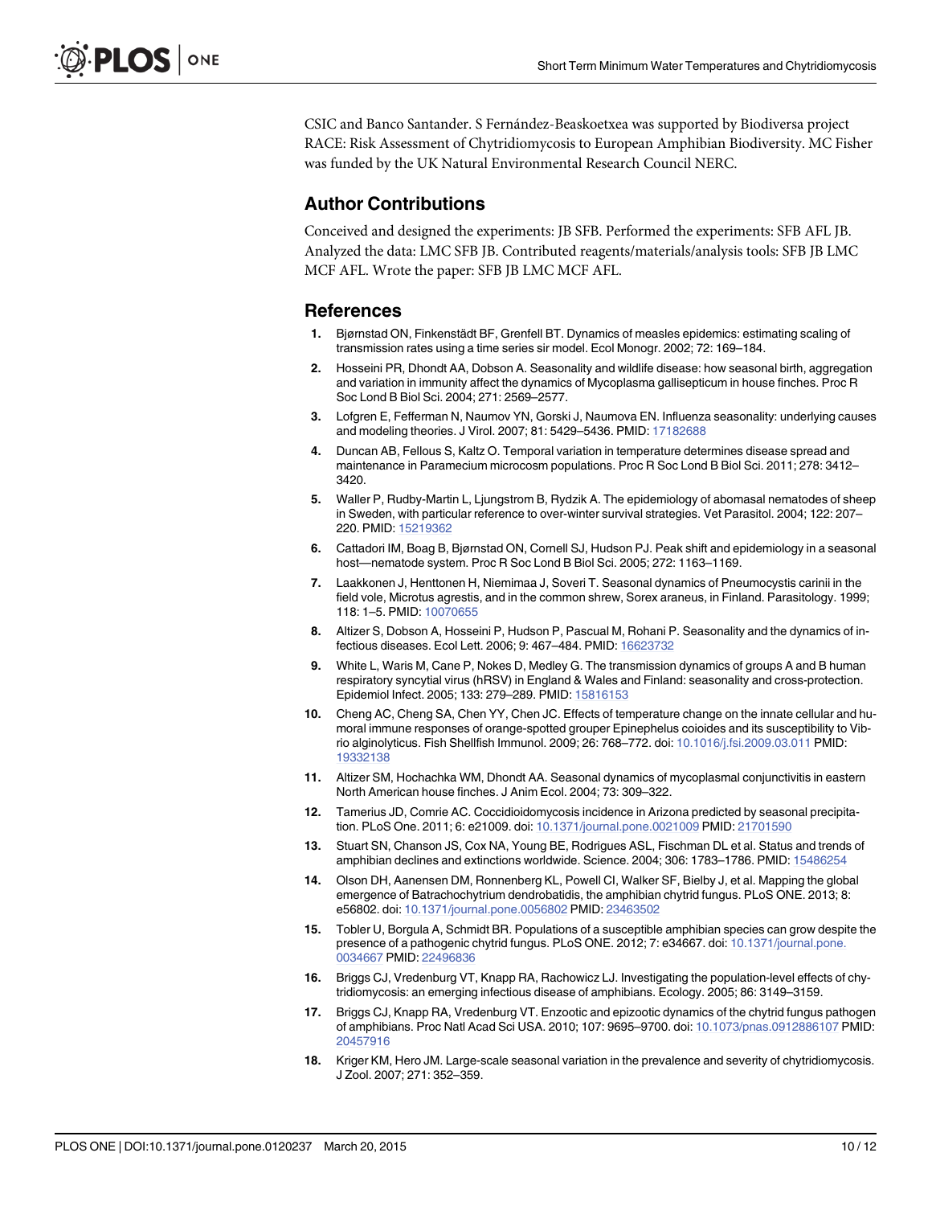CSIC and Banco Santander. S Fernández-Beaskoetxea was supported by Biodiversa project RACE: Risk Assessment of Chytridiomycosis to European Amphibian Biodiversity. MC Fisher was funded by the UK Natural Environmental Research Council NERC.

## Author Contributions

Conceived and designed the experiments: JB SFB. Performed the experiments: SFB AFL JB. Analyzed the data: LMC SFB JB. Contributed reagents/materials/analysis tools: SFB JB LMC MCF AFL. Wrote the paper: SFB JB LMC MCF AFL.

## References

1. Bjørnstad ON, Finkenstädt BF, Grenfell BT. Dynamics of measles epidemics: estimating scaling of transmission rates using a time series sir model. Ecol Monogr. 2002; 72: 169–184.
2. Hosseini PR, Dhondt AA, Dobson A. Seasonality and wildlife disease: how seasonal birth, aggregation and variation in immunity affect the dynamics of Mycoplasma gallisepticum in house finches. Proc R Soc Lond B Biol Sci. 2004; 271: 2569–2577.
3. Lofgren E, Fefferman N, Naumov YN, Gorski J, Naumova EN. Influenza seasonality: underlying causes and modeling theories. J Virol. 2007; 81: 5429–5436. PMID: 17182688
4. Duncan AB, Fellous S, Kaltz O. Temporal variation in temperature determines disease spread and maintenance in Paramecium microcosm populations. Proc R Soc Lond B Biol Sci. 2011; 278: 3412–3420.
5. Waller P, Rudby-Martin L, Ljungstrom B, Rydzik A. The epidemiology of abomasal nematodes of sheep in Sweden, with particular reference to over-winter survival strategies. Vet Parasitol. 2004; 122: 207–220. PMID: 15219362
6. Cattadori IM, Boag B, Bjørnstad ON, Cornell SJ, Hudson PJ. Peak shift and epidemiology in a seasonal host—nematode system. Proc R Soc Lond B Biol Sci. 2005; 272: 1163–1169.
7. Laakkonen J, Henttonen H, Niemimaa J, Soveri T. Seasonal dynamics of Pneumocystis carinii in the field vole, Microtus agrestis, and in the common shrew, Sorex araneus, in Finland. Parasitology. 1999; 118: 1–5. PMID: 10070655
8. Altizer S, Dobson A, Hosseini P, Hudson P, Pascual M, Rohani P. Seasonality and the dynamics of infectious diseases. Ecol Lett. 2006; 9: 467–484. PMID: 16623732
9. White L, Waris M, Cane P, Nokes D, Medley G. The transmission dynamics of groups A and B human respiratory syncytial virus (hRSV) in England & Wales and Finland: seasonality and cross-protection. Epidemiol Infect. 2005; 133: 279–289. PMID: 15816153
10. Cheng AC, Cheng SA, Chen YY, Chen JC. Effects of temperature change on the innate cellular and humoral immune responses of orange-spotted grouper Epinephelus coioides and its susceptibility to Vibrio alginolyticus. Fish Shellfish Immunol. 2009; 26: 768–772. doi: 10.1016/j.fsi.2009.03.011 PMID: 19332138
11. Altizer SM, Hochachka WM, Dhondt AA. Seasonal dynamics of mycoplasmal conjunctivitis in eastern North American house finches. J Anim Ecol. 2004; 73: 309–322.
12. Tamerius JD, Comrie AC. Coccidioidomycosis incidence in Arizona predicted by seasonal precipitation. PLoS One. 2011; 6: e21009. doi: 10.1371/journal.pone.0021009 PMID: 21701590
13. Stuart SN, Chanson JS, Cox NA, Young BE, Rodrigues ASL, Fischman DL et al. Status and trends of amphibian declines and extinctions worldwide. Science. 2004; 306: 1783–1786. PMID: 15486254
14. Olson DH, Aanensen DM, Ronnenberg KL, Powell CI, Walker SF, Bielby J, et al. Mapping the global emergence of Batrachochytrium dendrobatidis, the amphibian chytrid fungus. PLoS ONE. 2013; 8: e56802. doi: 10.1371/journal.pone.0056802 PMID: 23463502
15. Tobler U, Borgula A, Schmidt BR. Populations of a susceptible amphibian species can grow despite the presence of a pathogenic chytrid fungus. PLoS ONE. 2012; 7: e34667. doi: 10.1371/journal.pone.0034667 PMID: 22496836
16. Briggs CJ, Vredenburg VT, Knapp RA, Rachowicz LJ. Investigating the population-level effects of chytridiomycosis: an emerging infectious disease of amphibians. Ecology. 2005; 86: 3149–3159.
17. Briggs CJ, Knapp RA, Vredenburg VT. Enzootic and epizootic dynamics of the chytrid fungus pathogen of amphibians. Proc Natl Acad Sci USA. 2010; 107: 9695–9700. doi: 10.1073/pnas.0912886107 PMID: 20457916
18. Kriger KM, Hero JM. Large-scale seasonal variation in the prevalence and severity of chytridiomycosis. J Zool. 2007; 271: 352–359.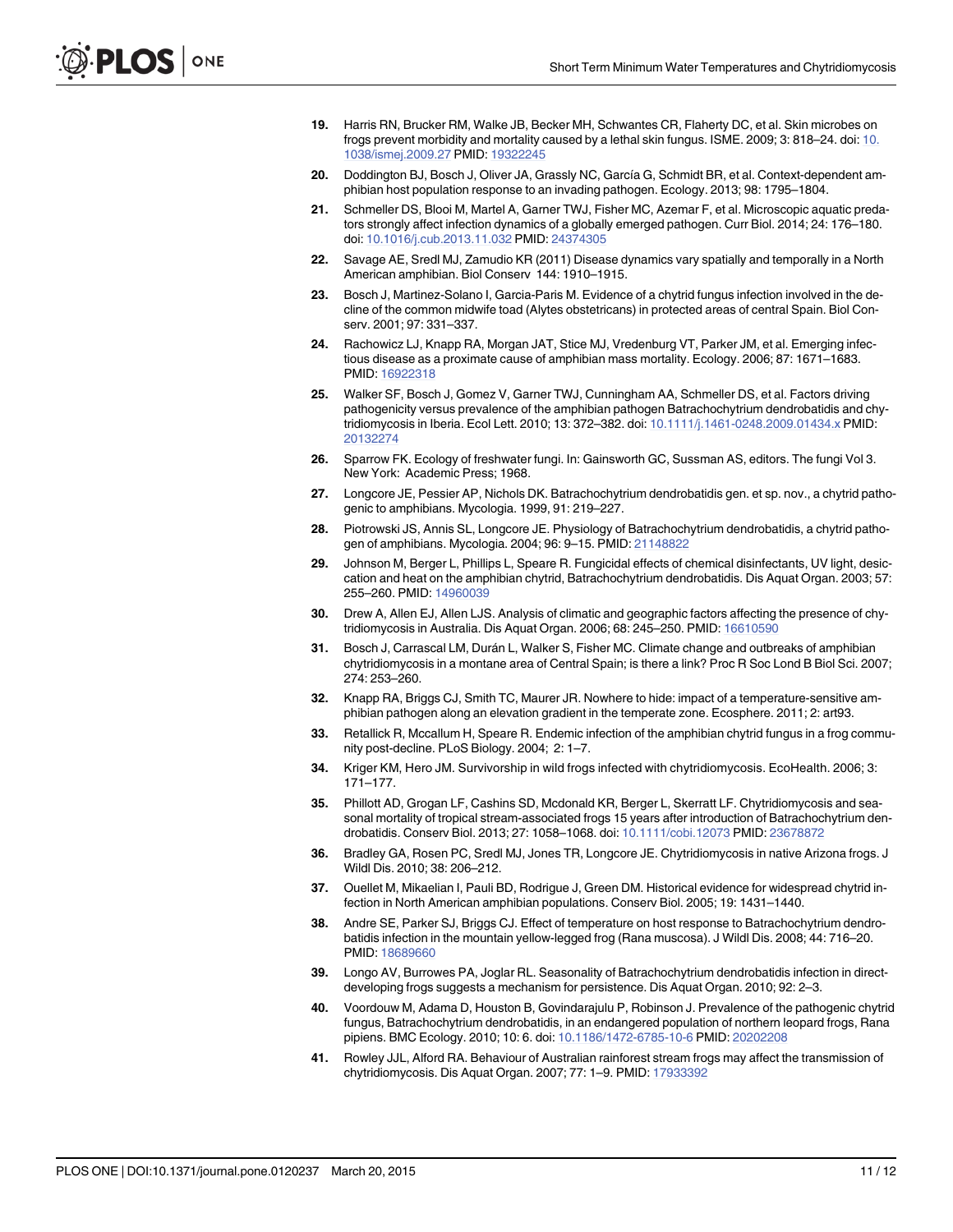19. Harris RN, Brucker RM, Walke JB, Becker MH, Schwantes CR, Flaherty DC, et al. Skin microbes on frogs prevent morbidity and mortality caused by a lethal skin fungus. ISME. 2009; 3: 818–24. doi: 10.1038/ismej.2009.27 PMID: 19322245

20. Doddington BJ, Bosch J, Oliver JA, Grassly NC, García G, Schmidt BR, et al. Context-dependent amphibian host population response to an invading pathogen. Ecology. 2013; 98: 1795–1804.

21. Schmeller DS, Blooi M, Martel A, Garner TWJ, Fisher MC, Azemar F, et al. Microscopic aquatic predators strongly affect infection dynamics of a globally emerged pathogen. Curr Biol. 2014; 24: 176–180. doi: 10.1016/j.cub.2013.11.032 PMID: 24374305

22. Savage AE, Sredl MJ, Zamudio KR (2011) Disease dynamics vary spatially and temporally in a North American amphibian. Biol Conserv 144: 1910–1915.

23. Bosch J, Martinez-Solano I, Garcia-Paris M. Evidence of a chytrid fungus infection involved in the decline of the common midwife toad (Alytes obstetricans) in protected areas of central Spain. Biol Conserv. 2001; 97: 331–337.

24. Rachowicz LJ, Knapp RA, Morgan JAT, Stice MJ, Vredenburg VT, Parker JM, et al. Emerging infectious disease as a proximate cause of amphibian mass mortality. Ecology. 2006; 87: 1671–1683. PMID: 16922318

25. Walker SF, Bosch J, Gomez V, Garner TWJ, Cunningham AA, Schmeller DS, et al. Factors driving pathogenicity versus prevalence of the amphibian pathogen Batrachochytrium dendrobatidis and chytridiomycosis in Iberia. Ecol Lett. 2010; 13: 372–382. doi: 10.1111/j.1461-0248.2009.01434.x PMID: 20132274

26. Sparrow FK. Ecology of freshwater fungi. In: Gainsworth GC, Sussman AS, editors. The fungi Vol 3. New York: Academic Press; 1968.

27. Longcore JE, Pessier AP, Nichols DK. Batrachochytrium dendrobatidis gen. et sp. nov., a chytrid pathogenic to amphibians. Mycologia. 1999, 91: 219–227.

28. Piotrowski JS, Annis SL, Longcore JE. Physiology of Batrachochytrium dendrobatidis, a chytrid pathogen of amphibians. Mycologia. 2004; 96: 9–15. PMID: 21148822

29. Johnson M, Berger L, Phillips L, Speare R. Fungicidal effects of chemical disinfectants, UV light, desiccation and heat on the amphibian chytrid, Batrachochytrium dendrobatidis. Dis Aquat Organ. 2003; 57: 255–260. PMID: 14960039

30. Drew A, Allen EJ, Allen LJS. Analysis of climatic and geographic factors affecting the presence of chytridiomycosis in Australia. Dis Aquat Organ. 2006; 68: 245–250. PMID: 16610590

31. Bosch J, Carrascal LM, Durán L, Walker S, Fisher MC. Climate change and outbreaks of amphibian chytridiomycosis in a montane area of Central Spain; is there a link? Proc R Soc Lond B Biol Sci. 2007; 274: 253–260.

32. Knapp RA, Briggs CJ, Smith TC, Maurer JR. Nowhere to hide: impact of a temperature-sensitive amphibian pathogen along an elevation gradient in the temperate zone. Ecosphere. 2011; 2: art93.

33. Retallick R, Mccallum H, Speare R. Endemic infection of the amphibian chytrid fungus in a frog community post-decline. PLoS Biology. 2004; 2: 1–7.

34. Kriger KM, Hero JM. Survivorship in wild frogs infected with chytridiomycosis. EcoHealth. 2006; 3: 171–177.

35. Phillott AD, Grogan LF, Cashins SD, Mcdonald KR, Berger L, Skerratt LF. Chytridiomycosis and seasonal mortality of tropical stream-associated frogs 15 years after introduction of Batrachochytrium dendrobatidis. Conserv Biol. 2013; 27: 1058–1068. doi: 10.1111/cobi.12073 PMID: 23678872

36. Bradley GA, Rosen PC, Sredl MJ, Jones TR, Longcore JE. Chytridiomycosis in native Arizona frogs. J Wildl Dis. 2010; 38: 206–212.

37. Ouellet M, Mikaelian I, Pauli BD, Rodrigue J, Green DM. Historical evidence for widespread chytrid infection in North American amphibian populations. Conserv Biol. 2005; 19: 1431–1440.

38. Andre SE, Parker SJ, Briggs CJ. Effect of temperature on host response to Batrachochytrium dendrobatidis infection in the mountain yellow-legged frog (Rana muscosa). J Wildl Dis. 2008; 44: 716–20. PMID: 18689660

39. Longo AV, Burrowes PA, Joglar RL. Seasonality of Batrachochytrium dendrobatidis infection in direct-developing frogs suggests a mechanism for persistence. Dis Aquat Organ. 2010; 92: 2–3.

40. Voordouw M, Adama D, Houston B, Govindarajulu P, Robinson J. Prevalence of the pathogenic chytrid fungus, Batrachochytrium dendrobatidis, in an endangered population of northern leopard frogs, Rana pipiens. BMC Ecology. 2010; 10: 6. doi: 10.1186/1472-6785-10-6 PMID: 20202208

41. Rowley JJL, Alford RA. Behaviour of Australian rainforest stream frogs may affect the transmission of chytridiomycosis. Dis Aquat Organ. 2007; 77: 1–9. PMID: 17933392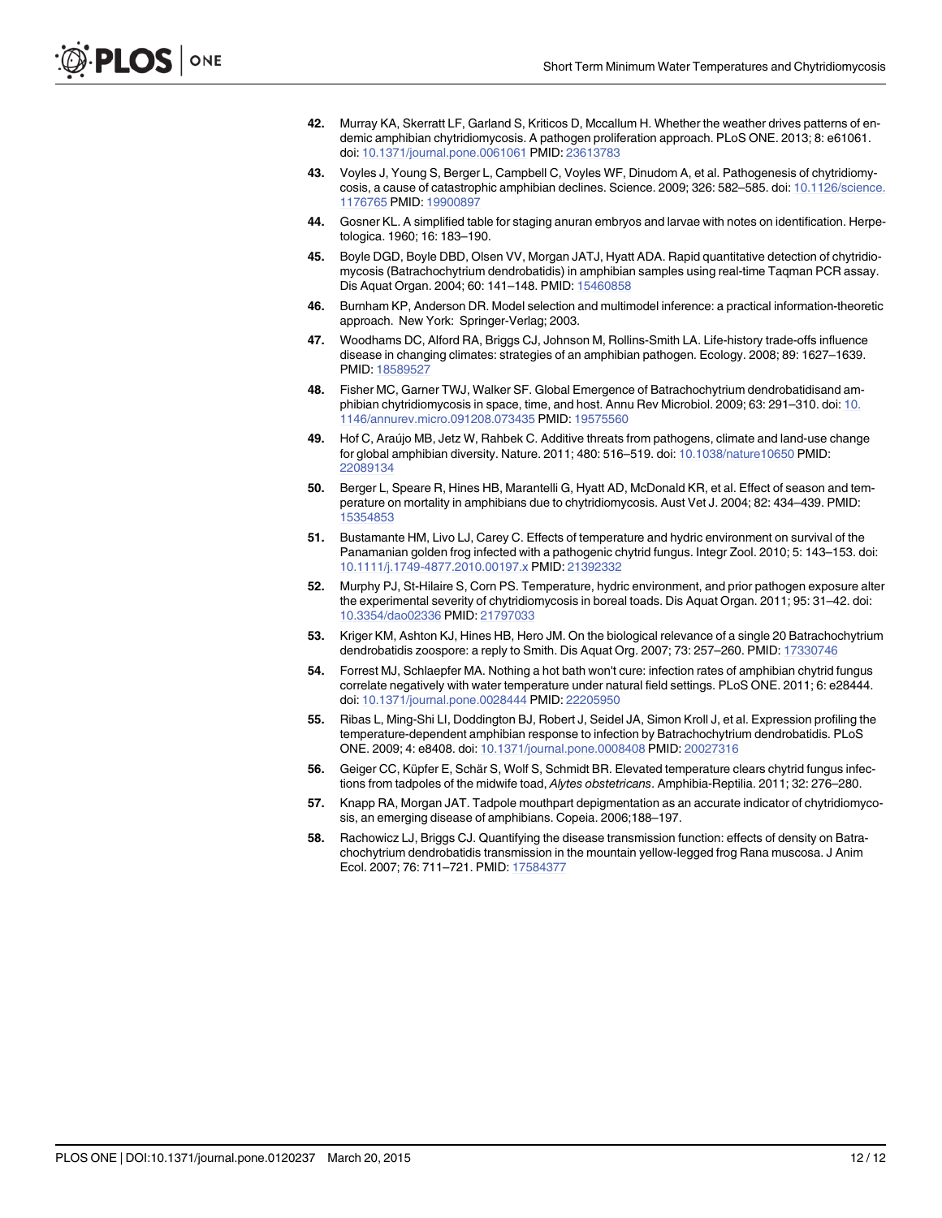42. Murray KA, Skerratt LF, Garland S, Kriticos D, Mccallum H. Whether the weather drives patterns of endemic amphibian chytridiomycosis. A pathogen proliferation approach. PLoS ONE. 2013; 8: e61061. doi: 10.1371/journal.pone.0061061 PMID: 23613783

43. Voyles J, Young S, Berger L, Campbell C, Voyles WF, Dinudom A, et al. Pathogenesis of chytridiomycosis, a cause of catastrophic amphibian declines. Science. 2009; 326: 582–585. doi: 10.1126/science.1176765 PMID: 19900897

44. Gosner KL. A simplified table for staging anuran embryos and larvae with notes on identification. Herpetologica. 1960; 16: 183–190.

45. Boyle DGD, Boyle DBD, Olsen VV, Morgan JATJ, Hyatt ADA. Rapid quantitative detection of chytridiomycosis (Batrachochytrium dendrobatidis) in amphibian samples using real-time Taqman PCR assay. Dis Aquat Organ. 2004; 60: 141–148. PMID: 15460858

46. Burnham KP, Anderson DR. Model selection and multimodel inference: a practical information-theoretic approach. New York: Springer-Verlag; 2003.

47. Woodhams DC, Alford RA, Briggs CJ, Johnson M, Rollins-Smith LA. Life-history trade-offs influence disease in changing climates: strategies of an amphibian pathogen. Ecology. 2008; 89: 1627–1639. PMID: 18589527

48. Fisher MC, Garner TWJ, Walker SF. Global Emergence of Batrachochytrium dendrobatidisand amphibian chytridiomycosis in space, time, and host. Annu Rev Microbiol. 2009; 63: 291–310. doi: 10.1146/annurev.micro.091208.073435 PMID: 19575560

49. Hof C, Araújo MB, Jetz W, Rahbek C. Additive threats from pathogens, climate and land-use change for global amphibian diversity. Nature. 2011; 480: 516–519. doi: 10.1038/nature10650 PMID: 22089134

50. Berger L, Speare R, Hines HB, Marantelli G, Hyatt AD, McDonald KR, et al. Effect of season and temperature on mortality in amphibians due to chytridiomycosis. Aust Vet J. 2004; 82: 434–439. PMID: 15354853

51. Bustamante HM, Livo LJ, Carey C. Effects of temperature and hydric environment on survival of the Panamanian golden frog infected with a pathogenic chytrid fungus. Integr Zool. 2010; 5: 143–153. doi: 10.1111/j.1749-4877.2010.00197.x PMID: 21392332

52. Murphy PJ, St-Hilaire S, Corn PS. Temperature, hydric environment, and prior pathogen exposure alter the experimental severity of chytridiomycosis in boreal toads. Dis Aquat Organ. 2011; 95: 31–42. doi: 10.3354/dao02336 PMID: 21797033

53. Kriger KM, Ashton KJ, Hines HB, Hero JM. On the biological relevance of a single 20 Batrachochytrium dendrobatidis zoospore: a reply to Smith. Dis Aquat Org. 2007; 73: 257–260. PMID: 17330746

54. Forrest MJ, Schlaepfer MA. Nothing a hot bath won't cure: infection rates of amphibian chytrid fungus correlate negatively with water temperature under natural field settings. PLoS ONE. 2011; 6: e28444. doi: 10.1371/journal.pone.0028444 PMID: 22205950

55. Ribas L, Ming-Shi LI, Doddington BJ, Robert J, Seidel JA, Simon Kroll J, et al. Expression profiling the temperature-dependent amphibian response to infection by Batrachochytrium dendrobatidis. PLoS ONE. 2009; 4: e8408. doi: 10.1371/journal.pone.0008408 PMID: 20027316

56. Geiger CC, Küpfer E, Schär S, Wolf S, Schmidt BR. Elevated temperature clears chytrid fungus infections from tadpoles of the midwife toad, *Alytes obstetricans*. Amphibia-Reptilia. 2011; 32: 276–280.

57. Knapp RA, Morgan JAT. Tadpole mouthpart depigmentation as an accurate indicator of chytridiomycosis, an emerging disease of amphibians. Copeia. 2006;188–197.

58. Rachowicz LJ, Briggs CJ. Quantifying the disease transmission function: effects of density on Batrachochytrium dendrobatidis transmission in the mountain yellow-legged frog Rana muscosa. J Anim Ecol. 2007; 76: 711–721. PMID: 17584377